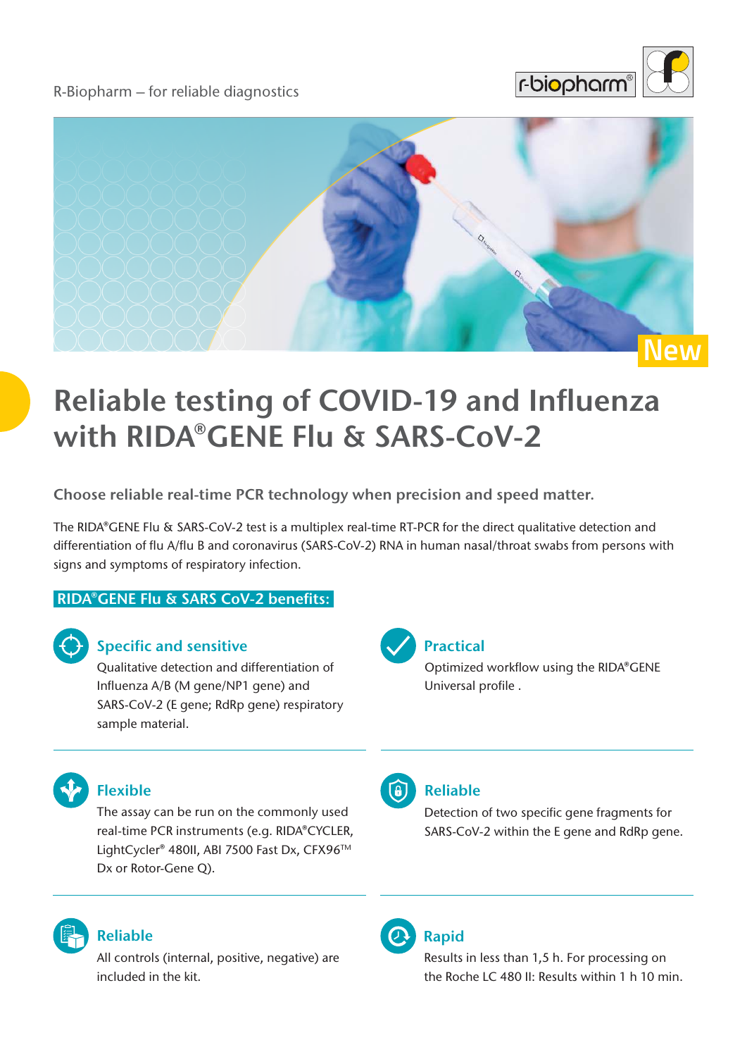R-Biopharm – for reliable diagnostics

New

# Reliable testing of COVID-19 and Influenza with RIDA®GENE Flu & SARS-CoV-2

**Choose reliable real-time PCR technology when precision and speed matter.**

The RIDA®GENE Flu & SARS-CoV-2 test is a multiplex real-time RT-PCR for the direct qualitative detection and differentiation of flu A/flu B and coronavirus (SARS-CoV-2) RNA in human nasal/throat swabs from persons with signs and symptoms of respiratory infection.

## RIDA®GENE Flu & SARS CoV-2 benefits:

### Specific and sensitive

Qualitative detection and differentiation of Influenza A/B (M gene/NP1 gene) and SARS-CoV-2 (E gene; RdRp gene) respiratory sample material.

### Practical

Optimized workflow using the RIDA®GENE Universal profile .

### Flexible

The assay can be run on the commonly used real-time PCR instruments (e.g. RIDA®CYCLER, LightCycler® 480II, ABI 7500 Fast Dx, CFX96™ Dx or Rotor-Gene Q).

### Reliable

Detection of two specific gene fragments for SARS-CoV-2 within the E gene and RdRp gene.

### Reliable

All controls (internal, positive, negative) are included in the kit.

### Rapid

Results in less than 1,5 h. For processing on the Roche LC 480 II: Results within 1 h 10 min.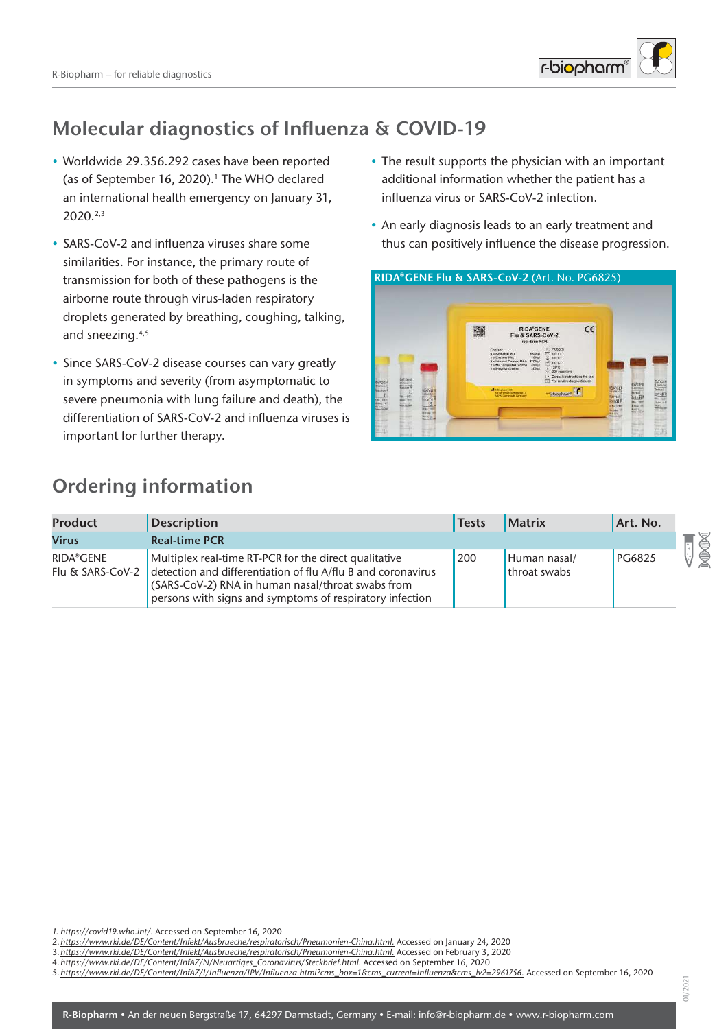## Molecular diagnostics of Influenza & COVID-19

- Worldwide 29.356.292 cases have been reported (as of September 16, 2020).[1] The WHO declared an international health emergency on January 31, 2020.[2,3]
- SARS-CoV-2 and influenza viruses share some similarities. For instance, the primary route of transmission for both of these pathogens is the airborne route through virus-laden respiratory droplets generated by breathing, coughing, talking, and sneezing.[4,5]
- Since SARS-CoV-2 disease courses can vary greatly in symptoms and severity (from asymptomatic to severe pneumonia with lung failure and death), the differentiation of SARS-CoV-2 and influenza viruses is important for further therapy.
- The result supports the physician with an important additional information whether the patient has a influenza virus or SARS-CoV-2 infection.
- An early diagnosis leads to an early treatment and thus can positively influence the disease progression.

**RIDA®GENE Flu & SARS-CoV-2** (Art. No. PG6825)

## Ordering information

| Product | Description | Tests | Matrix | Art. No. |
|---|---|---|---|---|
| **Virus** | **Real-time PCR** | | | |
| RIDA®GENE Flu & SARS-CoV-2 | Multiplex real-time RT-PCR for the direct qualitative detection and differentiation of flu A/flu B and coronavirus (SARS-CoV-2) RNA in human nasal/throat swabs from persons with signs and symptoms of respiratory infection | 200 | Human nasal/ throat swabs | PG6825 |

1. *https://covid19.who.int/.* Accessed on September 16, 2020
2. *https://www.rki.de/DE/Content/Infekt/Ausbrueche/respiratorisch/Pneumonien-China.html.* Accessed on January 24, 2020
3. *https://www.rki.de/DE/Content/Infekt/Ausbrueche/respiratorisch/Pneumonien-China.html.* Accessed on February 3, 2020
4. *https://www.rki.de/DE/Content/InfAZ/N/Neuartiges_Coronavirus/Steckbrief.html.* Accessed on September 16, 2020
5. *https://www.rki.de/DE/Content/InfAZ/I/Influenza/IPV/Influenza.html?cms_box=1&cms_current=Influenza&cms_lv2=2961756.* Accessed on September 16, 2020

**R-Biopharm** • An der neuen Bergstraße 17, 64297 Darmstadt, Germany • E-mail: info@r-biopharm.de • www.r-biopharm.com